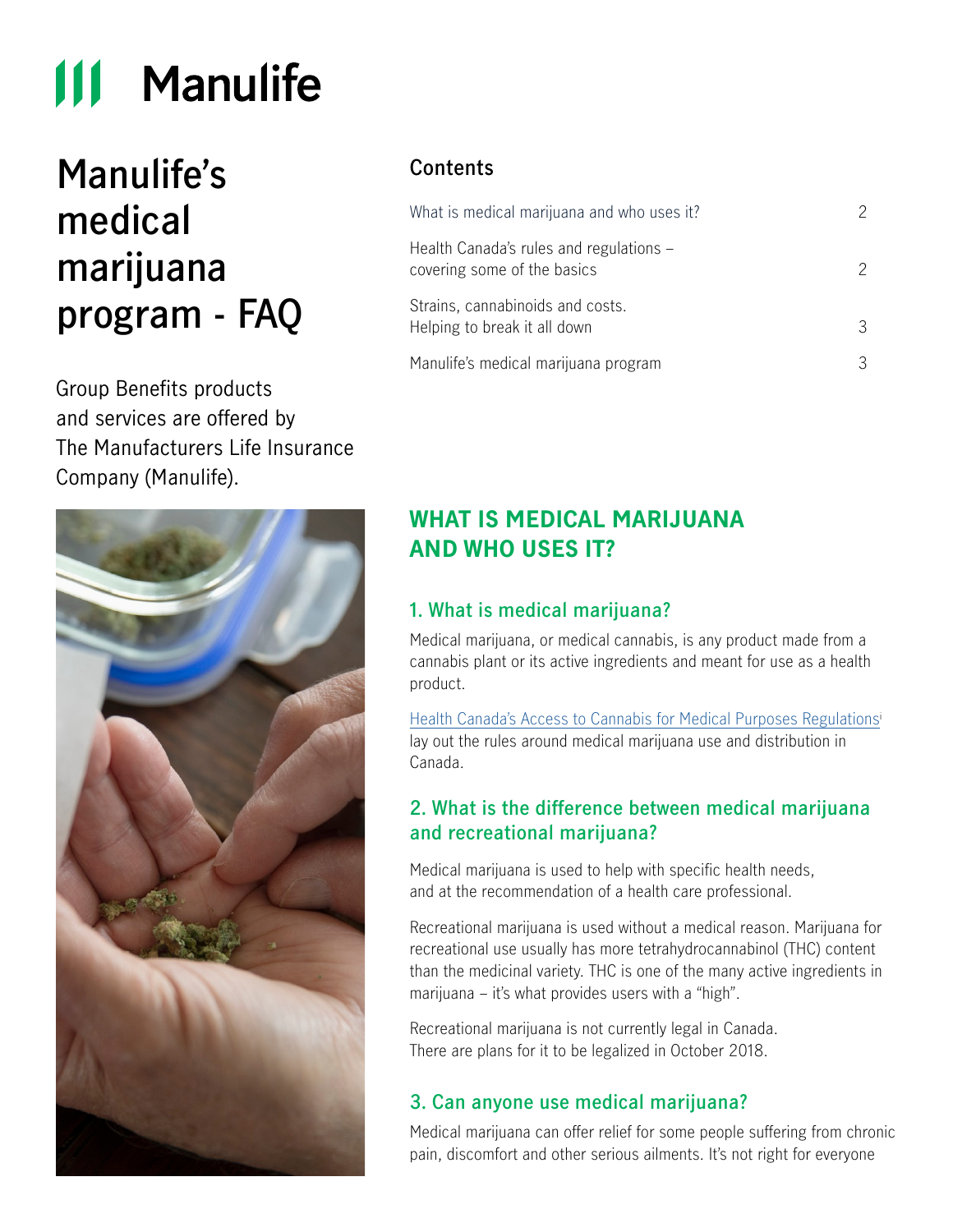Manulife

# Manulife's medical marijuana program - FAQ

Group Benefits products and services are offered by The Manufacturers Life Insurance Company (Manulife).

## Contents

| | |
|---|---|
| What is medical marijuana and who uses it? | 2 |
| Health Canada's rules and regulations – covering some of the basics | 2 |
| Strains, cannabinoids and costs. Helping to break it all down | 3 |
| Manulife's medical marijuana program | 3 |

## WHAT IS MEDICAL MARIJUANA AND WHO USES IT?

### 1. What is medical marijuana?

Medical marijuana, or medical cannabis, is any product made from a cannabis plant or its active ingredients and meant for use as a health product.

Health Canada's Access to Cannabis for Medical Purposes Regulations[i] lay out the rules around medical marijuana use and distribution in Canada.

### 2. What is the difference between medical marijuana and recreational marijuana?

Medical marijuana is used to help with specific health needs, and at the recommendation of a health care professional.

Recreational marijuana is used without a medical reason. Marijuana for recreational use usually has more tetrahydrocannabinol (THC) content than the medicinal variety. THC is one of the many active ingredients in marijuana – it's what provides users with a "high".

Recreational marijuana is not currently legal in Canada. There are plans for it to be legalized in October 2018.

### 3. Can anyone use medical marijuana?

Medical marijuana can offer relief for some people suffering from chronic pain, discomfort and other serious ailments. It's not right for everyone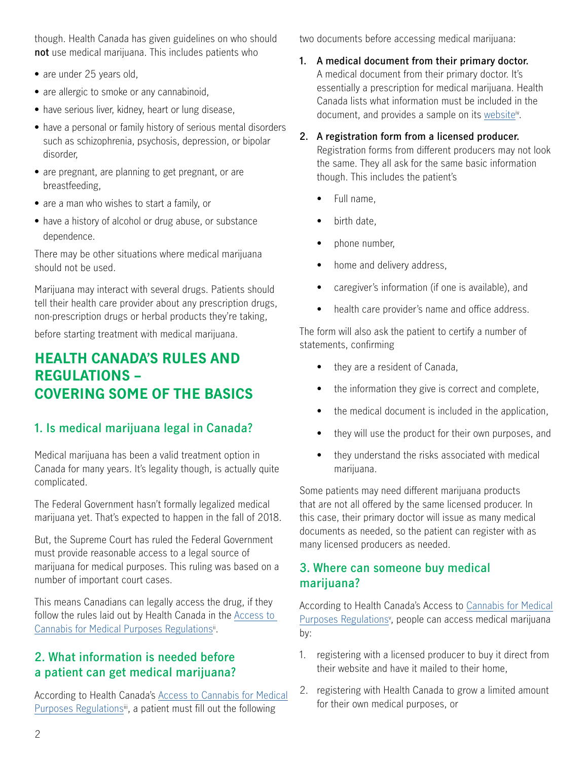though. Health Canada has given guidelines on who should **not** use medical marijuana. This includes patients who

- are under 25 years old,
- are allergic to smoke or any cannabinoid,
- have serious liver, kidney, heart or lung disease,
- have a personal or family history of serious mental disorders such as schizophrenia, psychosis, depression, or bipolar disorder,
- are pregnant, are planning to get pregnant, or are breastfeeding,
- are a man who wishes to start a family, or
- have a history of alcohol or drug abuse, or substance dependence.

There may be other situations where medical marijuana should not be used.

Marijuana may interact with several drugs. Patients should tell their health care provider about any prescription drugs, non-prescription drugs or herbal products they're taking, before starting treatment with medical marijuana.

## HEALTH CANADA'S RULES AND REGULATIONS – COVERING SOME OF THE BASICS

### 1. Is medical marijuana legal in Canada?

Medical marijuana has been a valid treatment option in Canada for many years. It's legality though, is actually quite complicated.

The Federal Government hasn't formally legalized medical marijuana yet. That's expected to happen in the fall of 2018.

But, the Supreme Court has ruled the Federal Government must provide reasonable access to a legal source of marijuana for medical purposes. This ruling was based on a number of important court cases.

This means Canadians can legally access the drug, if they follow the rules laid out by Health Canada in the Access to Cannabis for Medical Purposes Regulations[ii].

### 2. What information is needed before a patient can get medical marijuana?

According to Health Canada's Access to Cannabis for Medical Purposes Regulations[iii], a patient must fill out the following two documents before accessing medical marijuana:

1. **A medical document from their primary doctor.** A medical document from their primary doctor. It's essentially a prescription for medical marijuana. Health Canada lists what information must be included in the document, and provides a sample on its website[iv].
2. **A registration form from a licensed producer.** Registration forms from different producers may not look the same. They all ask for the same basic information though. This includes the patient's
   - Full name,
   - birth date,
   - phone number,
   - home and delivery address,
   - caregiver's information (if one is available), and
   - health care provider's name and office address.

The form will also ask the patient to certify a number of statements, confirming

- they are a resident of Canada,
- the information they give is correct and complete,
- the medical document is included in the application,
- they will use the product for their own purposes, and
- they understand the risks associated with medical marijuana.

Some patients may need different marijuana products that are not all offered by the same licensed producer. In this case, their primary doctor will issue as many medical documents as needed, so the patient can register with as many licensed producers as needed.

### 3. Where can someone buy medical marijuana?

According to Health Canada's Access to Cannabis for Medical Purposes Regulations[v], people can access medical marijuana by:

1. registering with a licensed producer to buy it direct from their website and have it mailed to their home,
2. registering with Health Canada to grow a limited amount for their own medical purposes, or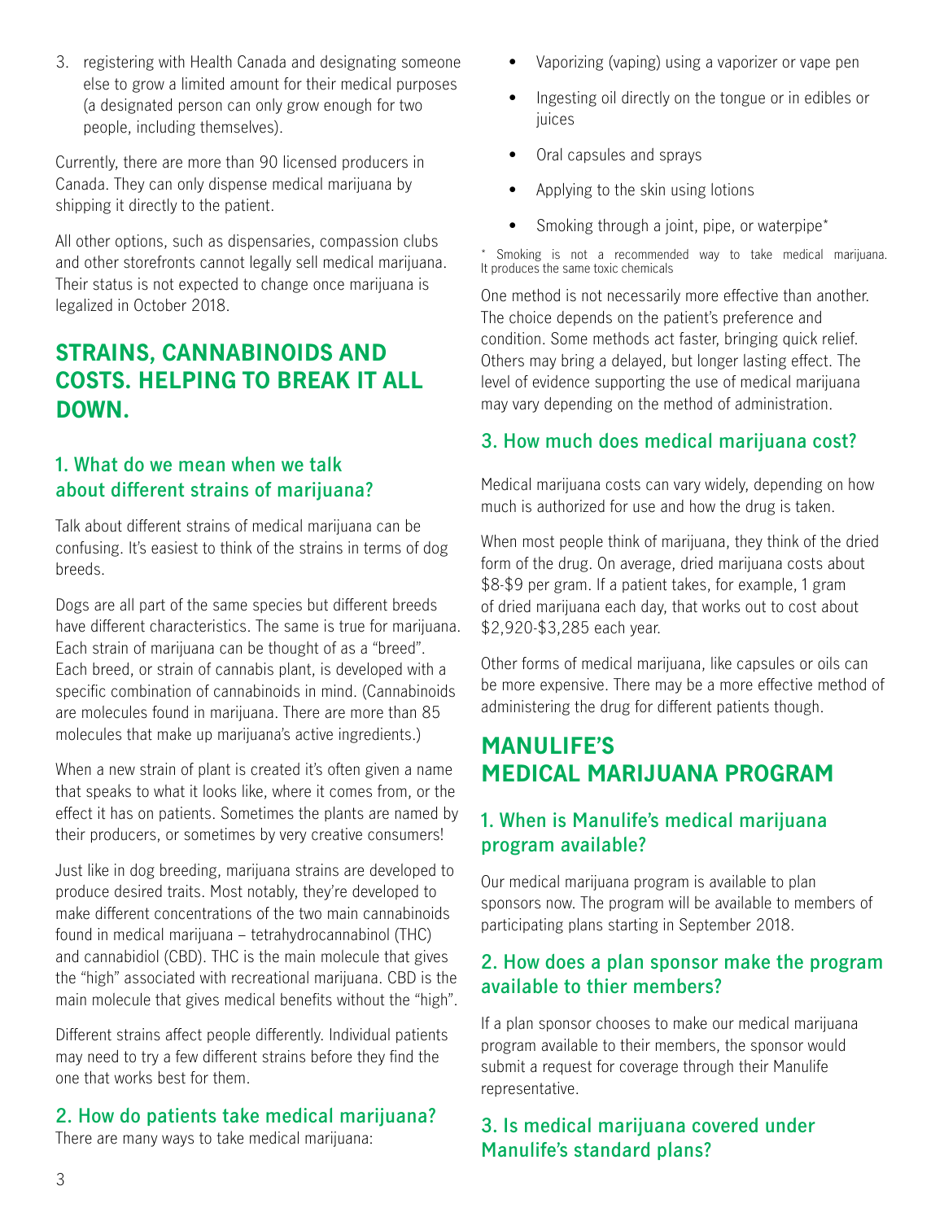3. registering with Health Canada and designating someone else to grow a limited amount for their medical purposes (a designated person can only grow enough for two people, including themselves).

Currently, there are more than 90 licensed producers in Canada. They can only dispense medical marijuana by shipping it directly to the patient.

All other options, such as dispensaries, compassion clubs and other storefronts cannot legally sell medical marijuana. Their status is not expected to change once marijuana is legalized in October 2018.

## STRAINS, CANNABINOIDS AND COSTS. HELPING TO BREAK IT ALL DOWN.

### 1. What do we mean when we talk about different strains of marijuana?

Talk about different strains of medical marijuana can be confusing. It's easiest to think of the strains in terms of dog breeds.

Dogs are all part of the same species but different breeds have different characteristics. The same is true for marijuana. Each strain of marijuana can be thought of as a "breed". Each breed, or strain of cannabis plant, is developed with a specific combination of cannabinoids in mind. (Cannabinoids are molecules found in marijuana. There are more than 85 molecules that make up marijuana's active ingredients.)

When a new strain of plant is created it's often given a name that speaks to what it looks like, where it comes from, or the effect it has on patients. Sometimes the plants are named by their producers, or sometimes by very creative consumers!

Just like in dog breeding, marijuana strains are developed to produce desired traits. Most notably, they're developed to make different concentrations of the two main cannabinoids found in medical marijuana – tetrahydrocannabinol (THC) and cannabidiol (CBD). THC is the main molecule that gives the "high" associated with recreational marijuana. CBD is the main molecule that gives medical benefits without the "high".

Different strains affect people differently. Individual patients may need to try a few different strains before they find the one that works best for them.

### 2. How do patients take medical marijuana?

There are many ways to take medical marijuana:

- Vaporizing (vaping) using a vaporizer or vape pen
- Ingesting oil directly on the tongue or in edibles or juices
- Oral capsules and sprays
- Applying to the skin using lotions
- Smoking through a joint, pipe, or waterpipe*

\* Smoking is not a recommended way to take medical marijuana. It produces the same toxic chemicals

One method is not necessarily more effective than another. The choice depends on the patient's preference and condition. Some methods act faster, bringing quick relief. Others may bring a delayed, but longer lasting effect. The level of evidence supporting the use of medical marijuana may vary depending on the method of administration.

### 3. How much does medical marijuana cost?

Medical marijuana costs can vary widely, depending on how much is authorized for use and how the drug is taken.

When most people think of marijuana, they think of the dried form of the drug. On average, dried marijuana costs about $8-$9 per gram. If a patient takes, for example, 1 gram of dried marijuana each day, that works out to cost about $2,920-$3,285 each year.

Other forms of medical marijuana, like capsules or oils can be more expensive. There may be a more effective method of administering the drug for different patients though.

## MANULIFE'S MEDICAL MARIJUANA PROGRAM

### 1. When is Manulife's medical marijuana program available?

Our medical marijuana program is available to plan sponsors now. The program will be available to members of participating plans starting in September 2018.

### 2. How does a plan sponsor make the program available to thier members?

If a plan sponsor chooses to make our medical marijuana program available to their members, the sponsor would submit a request for coverage through their Manulife representative.

### 3. Is medical marijuana covered under Manulife's standard plans?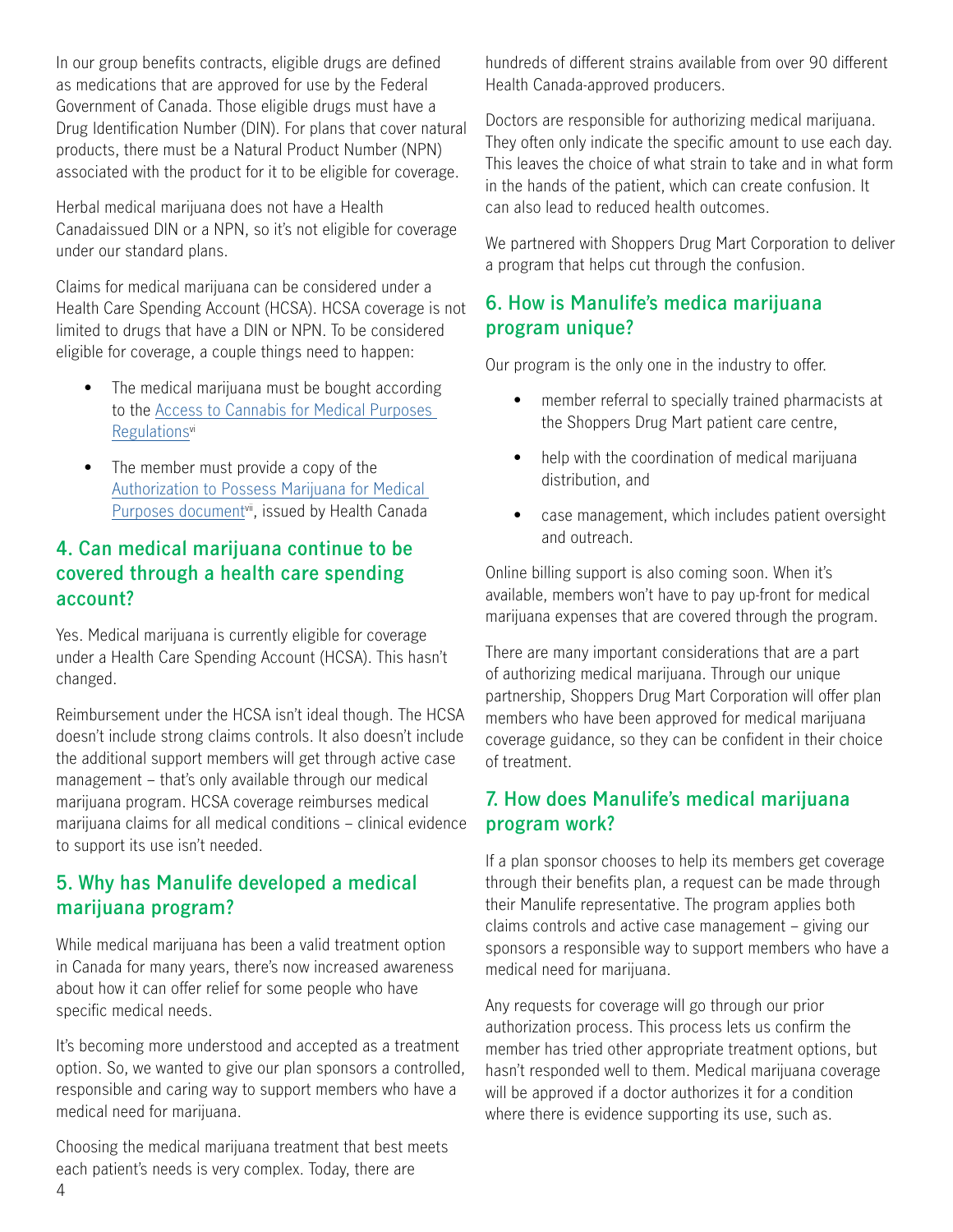In our group benefits contracts, eligible drugs are defined as medications that are approved for use by the Federal Government of Canada. Those eligible drugs must have a Drug Identification Number (DIN). For plans that cover natural products, there must be a Natural Product Number (NPN) associated with the product for it to be eligible for coverage.

Herbal medical marijuana does not have a Health Canadaissued DIN or a NPN, so it's not eligible for coverage under our standard plans.

Claims for medical marijuana can be considered under a Health Care Spending Account (HCSA). HCSA coverage is not limited to drugs that have a DIN or NPN. To be considered eligible for coverage, a couple things need to happen:

- The medical marijuana must be bought according to the Access to Cannabis for Medical Purposes Regulations[vi]
- The member must provide a copy of the Authorization to Possess Marijuana for Medical Purposes document[vii], issued by Health Canada

## 4. Can medical marijuana continue to be covered through a health care spending account?

Yes. Medical marijuana is currently eligible for coverage under a Health Care Spending Account (HCSA). This hasn't changed.

Reimbursement under the HCSA isn't ideal though. The HCSA doesn't include strong claims controls. It also doesn't include the additional support members will get through active case management – that's only available through our medical marijuana program. HCSA coverage reimburses medical marijuana claims for all medical conditions – clinical evidence to support its use isn't needed.

## 5. Why has Manulife developed a medical marijuana program?

While medical marijuana has been a valid treatment option in Canada for many years, there's now increased awareness about how it can offer relief for some people who have specific medical needs.

It's becoming more understood and accepted as a treatment option. So, we wanted to give our plan sponsors a controlled, responsible and caring way to support members who have a medical need for marijuana.

Choosing the medical marijuana treatment that best meets each patient's needs is very complex. Today, there are hundreds of different strains available from over 90 different Health Canada-approved producers.

Doctors are responsible for authorizing medical marijuana. They often only indicate the specific amount to use each day. This leaves the choice of what strain to take and in what form in the hands of the patient, which can create confusion. It can also lead to reduced health outcomes.

We partnered with Shoppers Drug Mart Corporation to deliver a program that helps cut through the confusion.

## 6. How is Manulife's medica marijuana program unique?

Our program is the only one in the industry to offer.

- member referral to specially trained pharmacists at the Shoppers Drug Mart patient care centre,
- help with the coordination of medical marijuana distribution, and
- case management, which includes patient oversight and outreach.

Online billing support is also coming soon. When it's available, members won't have to pay up-front for medical marijuana expenses that are covered through the program.

There are many important considerations that are a part of authorizing medical marijuana. Through our unique partnership, Shoppers Drug Mart Corporation will offer plan members who have been approved for medical marijuana coverage guidance, so they can be confident in their choice of treatment.

## 7. How does Manulife's medical marijuana program work?

If a plan sponsor chooses to help its members get coverage through their benefits plan, a request can be made through their Manulife representative. The program applies both claims controls and active case management – giving our sponsors a responsible way to support members who have a medical need for marijuana.

Any requests for coverage will go through our prior authorization process. This process lets us confirm the member has tried other appropriate treatment options, but hasn't responded well to them. Medical marijuana coverage will be approved if a doctor authorizes it for a condition where there is evidence supporting its use, such as.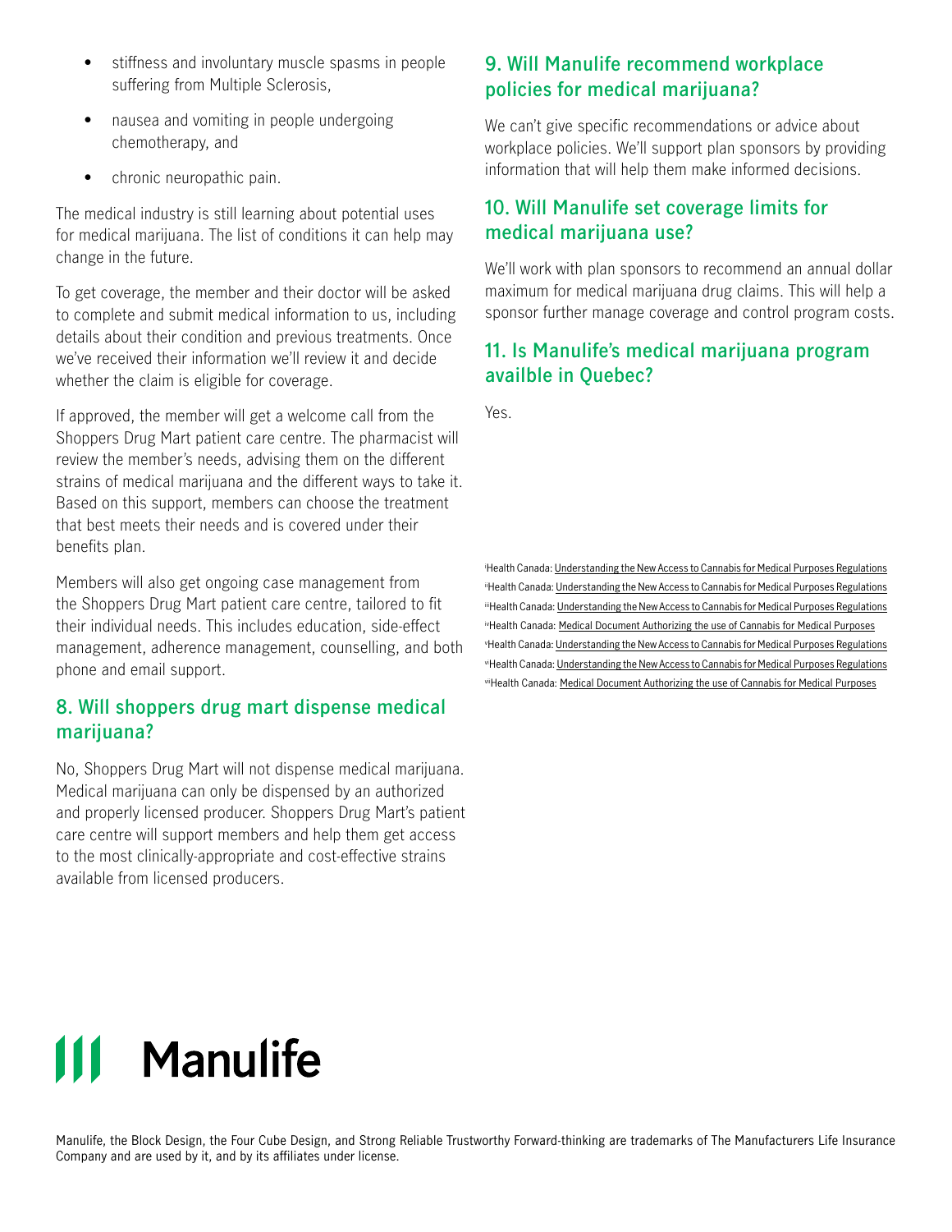- stiffness and involuntary muscle spasms in people suffering from Multiple Sclerosis,
- nausea and vomiting in people undergoing chemotherapy, and
- chronic neuropathic pain.

The medical industry is still learning about potential uses for medical marijuana. The list of conditions it can help may change in the future.

To get coverage, the member and their doctor will be asked to complete and submit medical information to us, including details about their condition and previous treatments. Once we've received their information we'll review it and decide whether the claim is eligible for coverage.

If approved, the member will get a welcome call from the Shoppers Drug Mart patient care centre. The pharmacist will review the member's needs, advising them on the different strains of medical marijuana and the different ways to take it. Based on this support, members can choose the treatment that best meets their needs and is covered under their benefits plan.

Members will also get ongoing case management from the Shoppers Drug Mart patient care centre, tailored to fit their individual needs. This includes education, side-effect management, adherence management, counselling, and both phone and email support.

## 8. Will shoppers drug mart dispense medical marijuana?

No, Shoppers Drug Mart will not dispense medical marijuana. Medical marijuana can only be dispensed by an authorized and properly licensed producer. Shoppers Drug Mart's patient care centre will support members and help them get access to the most clinically-appropriate and cost-effective strains available from licensed producers.

## 9. Will Manulife recommend workplace policies for medical marijuana?

We can't give specific recommendations or advice about workplace policies. We'll support plan sponsors by providing information that will help them make informed decisions.

## 10. Will Manulife set coverage limits for medical marijuana use?

We'll work with plan sponsors to recommend an annual dollar maximum for medical marijuana drug claims. This will help a sponsor further manage coverage and control program costs.

## 11. Is Manulife's medical marijuana program availble in Quebec?

Yes.

[i] Health Canada: Understanding the New Access to Cannabis for Medical Purposes Regulations
[ii] Health Canada: Understanding the New Access to Cannabis for Medical Purposes Regulations
[iii] Health Canada: Understanding the New Access to Cannabis for Medical Purposes Regulations
[iv] Health Canada: Medical Document Authorizing the use of Cannabis for Medical Purposes
[v] Health Canada: Understanding the New Access to Cannabis for Medical Purposes Regulations
[vi] Health Canada: Understanding the New Access to Cannabis for Medical Purposes Regulations
[vii] Health Canada: Medical Document Authorizing the use of Cannabis for Medical Purposes

Manulife

Manulife, the Block Design, the Four Cube Design, and Strong Reliable Trustworthy Forward-thinking are trademarks of The Manufacturers Life Insurance Company and are used by it, and by its affiliates under license.